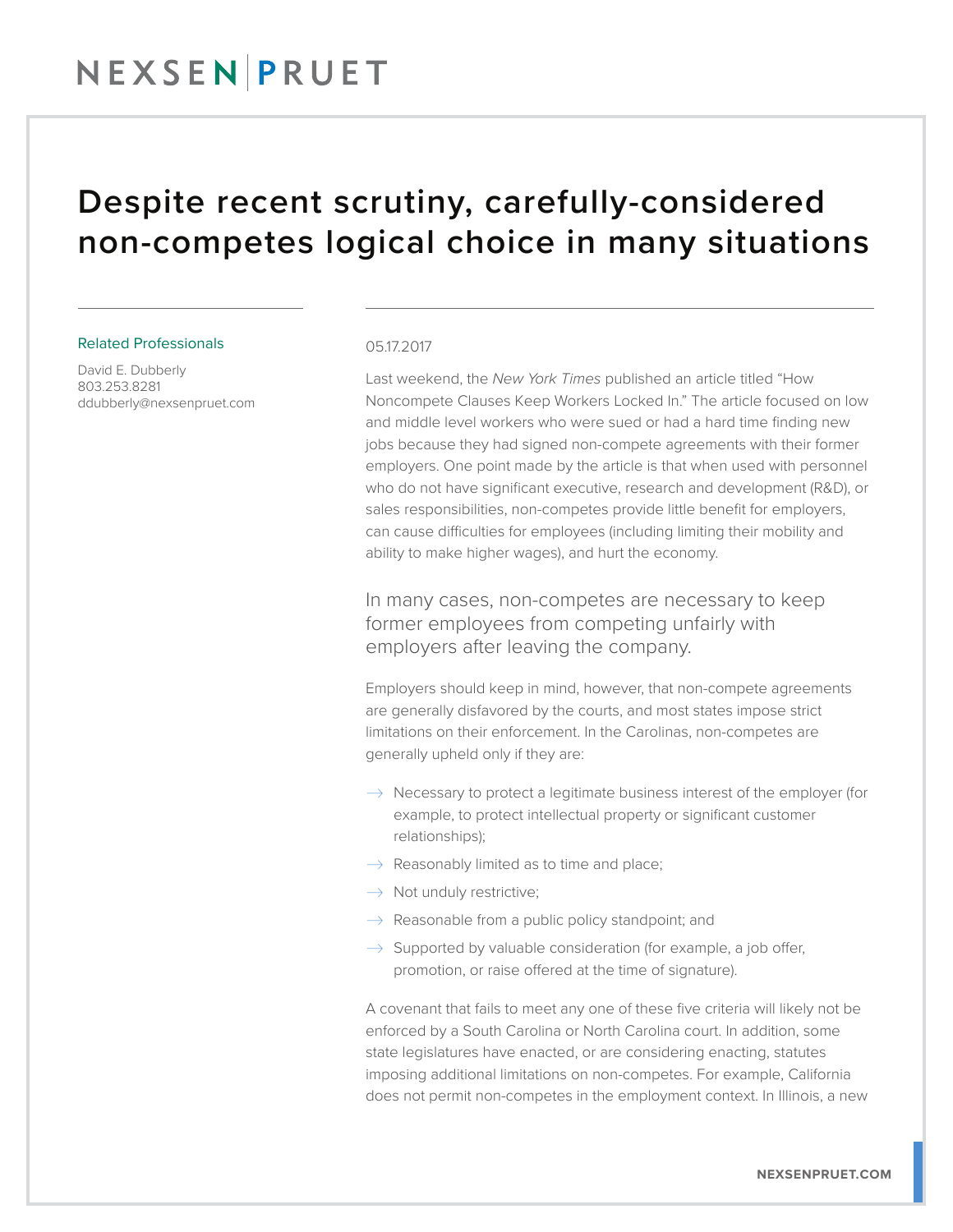# Despite recent scrutiny, carefully-considered non-competes logical choice in many situations

Related Professionals

David E. Dubberly
803.253.8281
ddubberly@nexsenpruet.com

05.17.2017

Last weekend, the *New York Times* published an article titled "How Noncompete Clauses Keep Workers Locked In." The article focused on low and middle level workers who were sued or had a hard time finding new jobs because they had signed non-compete agreements with their former employers. One point made by the article is that when used with personnel who do not have significant executive, research and development (R&D), or sales responsibilities, non-competes provide little benefit for employers, can cause difficulties for employees (including limiting their mobility and ability to make higher wages), and hurt the economy.

In many cases, non-competes are necessary to keep former employees from competing unfairly with employers after leaving the company.

Employers should keep in mind, however, that non-compete agreements are generally disfavored by the courts, and most states impose strict limitations on their enforcement. In the Carolinas, non-competes are generally upheld only if they are:

- Necessary to protect a legitimate business interest of the employer (for example, to protect intellectual property or significant customer relationships);
- Reasonably limited as to time and place;
- Not unduly restrictive;
- Reasonable from a public policy standpoint; and
- Supported by valuable consideration (for example, a job offer, promotion, or raise offered at the time of signature).

A covenant that fails to meet any one of these five criteria will likely not be enforced by a South Carolina or North Carolina court. In addition, some state legislatures have enacted, or are considering enacting, statutes imposing additional limitations on non-competes. For example, California does not permit non-competes in the employment context. In Illinois, a new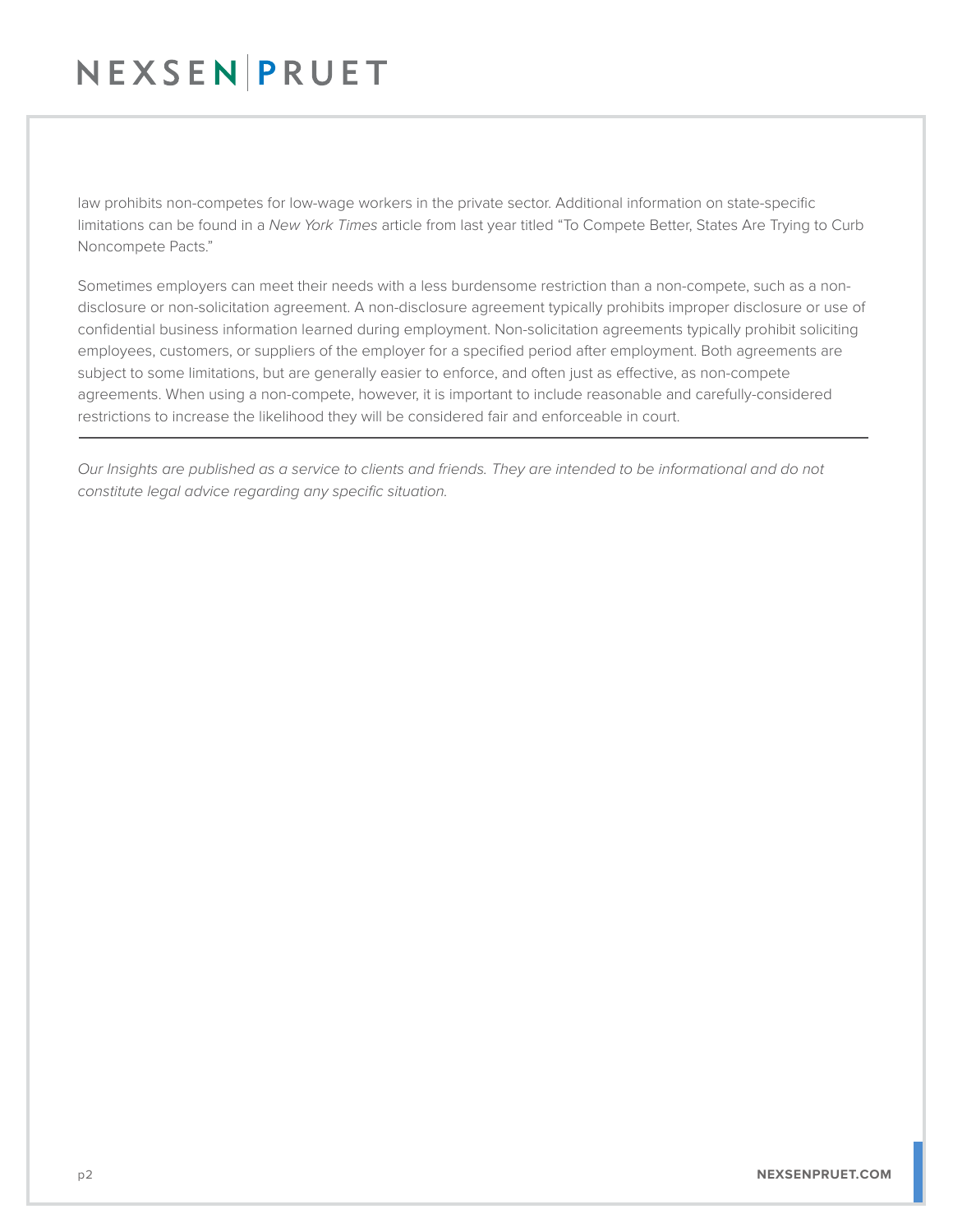law prohibits non-competes for low-wage workers in the private sector. Additional information on state-specific limitations can be found in a *New York Times* article from last year titled "To Compete Better, States Are Trying to Curb Noncompete Pacts."

Sometimes employers can meet their needs with a less burdensome restriction than a non-compete, such as a non-disclosure or non-solicitation agreement. A non-disclosure agreement typically prohibits improper disclosure or use of confidential business information learned during employment. Non-solicitation agreements typically prohibit soliciting employees, customers, or suppliers of the employer for a specified period after employment. Both agreements are subject to some limitations, but are generally easier to enforce, and often just as effective, as non-compete agreements. When using a non-compete, however, it is important to include reasonable and carefully-considered restrictions to increase the likelihood they will be considered fair and enforceable in court.

---

*Our Insights are published as a service to clients and friends. They are intended to be informational and do not constitute legal advice regarding any specific situation.*